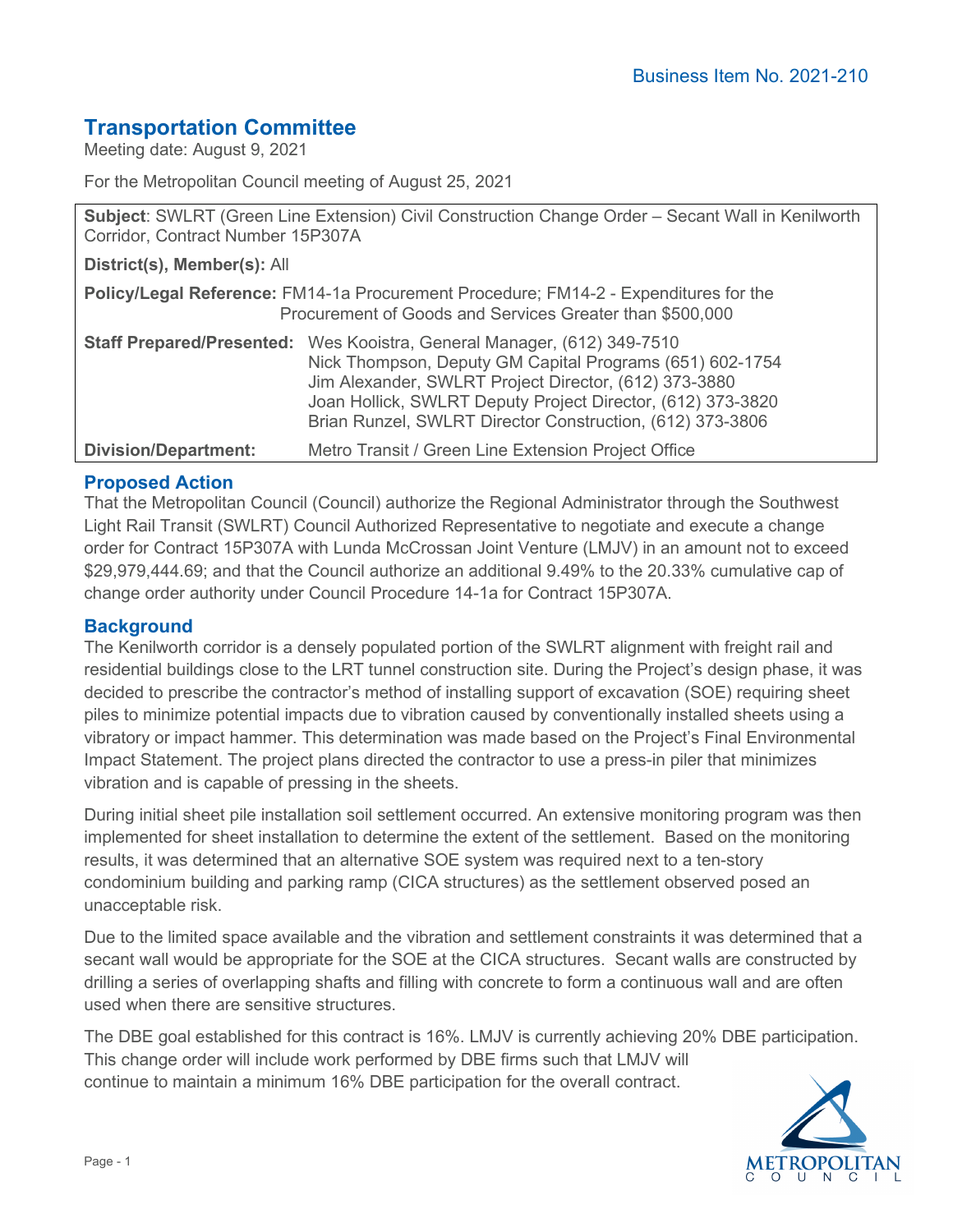Business Item No. 2021-210

# Transportation Committee

Meeting date: August 9, 2021

For the Metropolitan Council meeting of August 25, 2021

| | |
|---|---|
| **Subject**: SWLRT (Green Line Extension) Civil Construction Change Order – Secant Wall in Kenilworth Corridor, Contract Number 15P307A | |
| **District(s), Member(s):** All | |
| **Policy/Legal Reference:** FM14-1a Procurement Procedure; FM14-2 - Expenditures for the Procurement of Goods and Services Greater than $500,000 | |
| **Staff Prepared/Presented:** | Wes Kooistra, General Manager, (612) 349-7510<br>Nick Thompson, Deputy GM Capital Programs (651) 602-1754<br>Jim Alexander, SWLRT Project Director, (612) 373-3880<br>Joan Hollick, SWLRT Deputy Project Director, (612) 373-3820<br>Brian Runzel, SWLRT Director Construction, (612) 373-3806 |
| **Division/Department:** | Metro Transit / Green Line Extension Project Office |

## Proposed Action

That the Metropolitan Council (Council) authorize the Regional Administrator through the Southwest Light Rail Transit (SWLRT) Council Authorized Representative to negotiate and execute a change order for Contract 15P307A with Lunda McCrossan Joint Venture (LMJV) in an amount not to exceed $29,979,444.69; and that the Council authorize an additional 9.49% to the 20.33% cumulative cap of change order authority under Council Procedure 14-1a for Contract 15P307A.

## Background

The Kenilworth corridor is a densely populated portion of the SWLRT alignment with freight rail and residential buildings close to the LRT tunnel construction site. During the Project's design phase, it was decided to prescribe the contractor's method of installing support of excavation (SOE) requiring sheet piles to minimize potential impacts due to vibration caused by conventionally installed sheets using a vibratory or impact hammer. This determination was made based on the Project's Final Environmental Impact Statement. The project plans directed the contractor to use a press-in piler that minimizes vibration and is capable of pressing in the sheets.

During initial sheet pile installation soil settlement occurred. An extensive monitoring program was then implemented for sheet installation to determine the extent of the settlement. Based on the monitoring results, it was determined that an alternative SOE system was required next to a ten-story condominium building and parking ramp (CICA structures) as the settlement observed posed an unacceptable risk.

Due to the limited space available and the vibration and settlement constraints it was determined that a secant wall would be appropriate for the SOE at the CICA structures. Secant walls are constructed by drilling a series of overlapping shafts and filling with concrete to form a continuous wall and are often used when there are sensitive structures.

The DBE goal established for this contract is 16%. LMJV is currently achieving 20% DBE participation. This change order will include work performed by DBE firms such that LMJV will continue to maintain a minimum 16% DBE participation for the overall contract.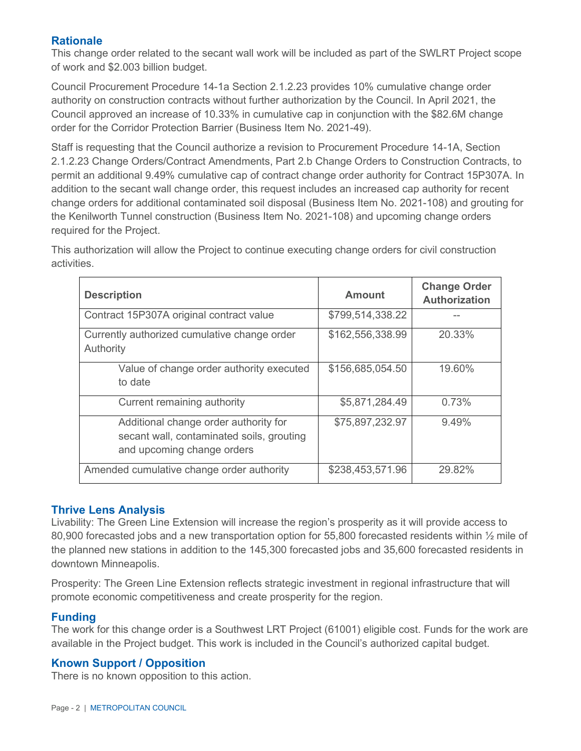## Rationale

This change order related to the secant wall work will be included as part of the SWLRT Project scope of work and $2.003 billion budget.

Council Procurement Procedure 14-1a Section 2.1.2.23 provides 10% cumulative change order authority on construction contracts without further authorization by the Council. In April 2021, the Council approved an increase of 10.33% in cumulative cap in conjunction with the $82.6M change order for the Corridor Protection Barrier (Business Item No. 2021-49).

Staff is requesting that the Council authorize a revision to Procurement Procedure 14-1A, Section 2.1.2.23 Change Orders/Contract Amendments, Part 2.b Change Orders to Construction Contracts, to permit an additional 9.49% cumulative cap of contract change order authority for Contract 15P307A. In addition to the secant wall change order, this request includes an increased cap authority for recent change orders for additional contaminated soil disposal (Business Item No. 2021-108) and grouting for the Kenilworth Tunnel construction (Business Item No. 2021-108) and upcoming change orders required for the Project.

This authorization will allow the Project to continue executing change orders for civil construction activities.

| Description | Amount | Change Order Authorization |
|---|---|---|
| Contract 15P307A original contract value | $799,514,338.22 | -- |
| Currently authorized cumulative change order Authority | $162,556,338.99 | 20.33% |
| Value of change order authority executed to date | $156,685,054.50 | 19.60% |
| Current remaining authority | $5,871,284.49 | 0.73% |
| Additional change order authority for secant wall, contaminated soils, grouting and upcoming change orders | $75,897,232.97 | 9.49% |
| Amended cumulative change order authority | $238,453,571.96 | 29.82% |

## Thrive Lens Analysis

Livability: The Green Line Extension will increase the region's prosperity as it will provide access to 80,900 forecasted jobs and a new transportation option for 55,800 forecasted residents within ½ mile of the planned new stations in addition to the 145,300 forecasted jobs and 35,600 forecasted residents in downtown Minneapolis.

Prosperity: The Green Line Extension reflects strategic investment in regional infrastructure that will promote economic competitiveness and create prosperity for the region.

## Funding

The work for this change order is a Southwest LRT Project (61001) eligible cost. Funds for the work are available in the Project budget. This work is included in the Council's authorized capital budget.

## Known Support / Opposition

There is no known opposition to this action.